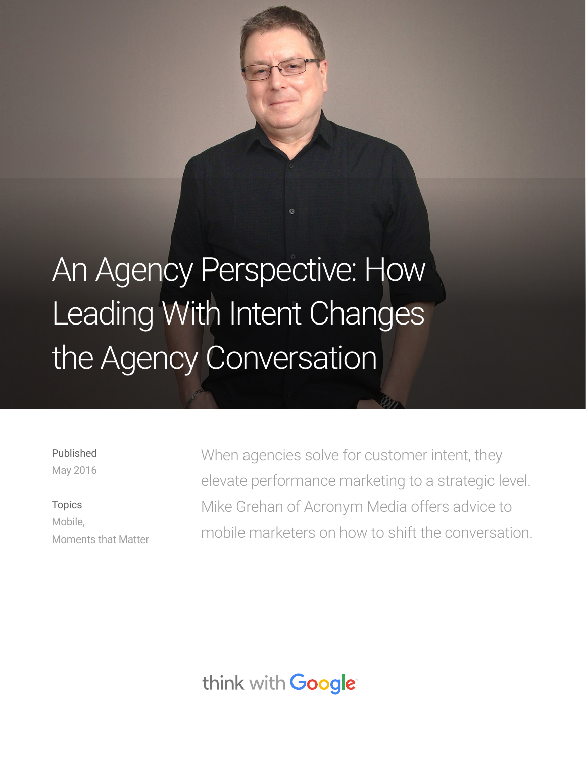# An Agency Perspective: How Leading With Intent Changes the Agency Conversation

Published
May 2016

Topics
Mobile,
Moments that Matter

When agencies solve for customer intent, they elevate performance marketing to a strategic level. Mike Grehan of Acronym Media offers advice to mobile marketers on how to shift the conversation.

think with Google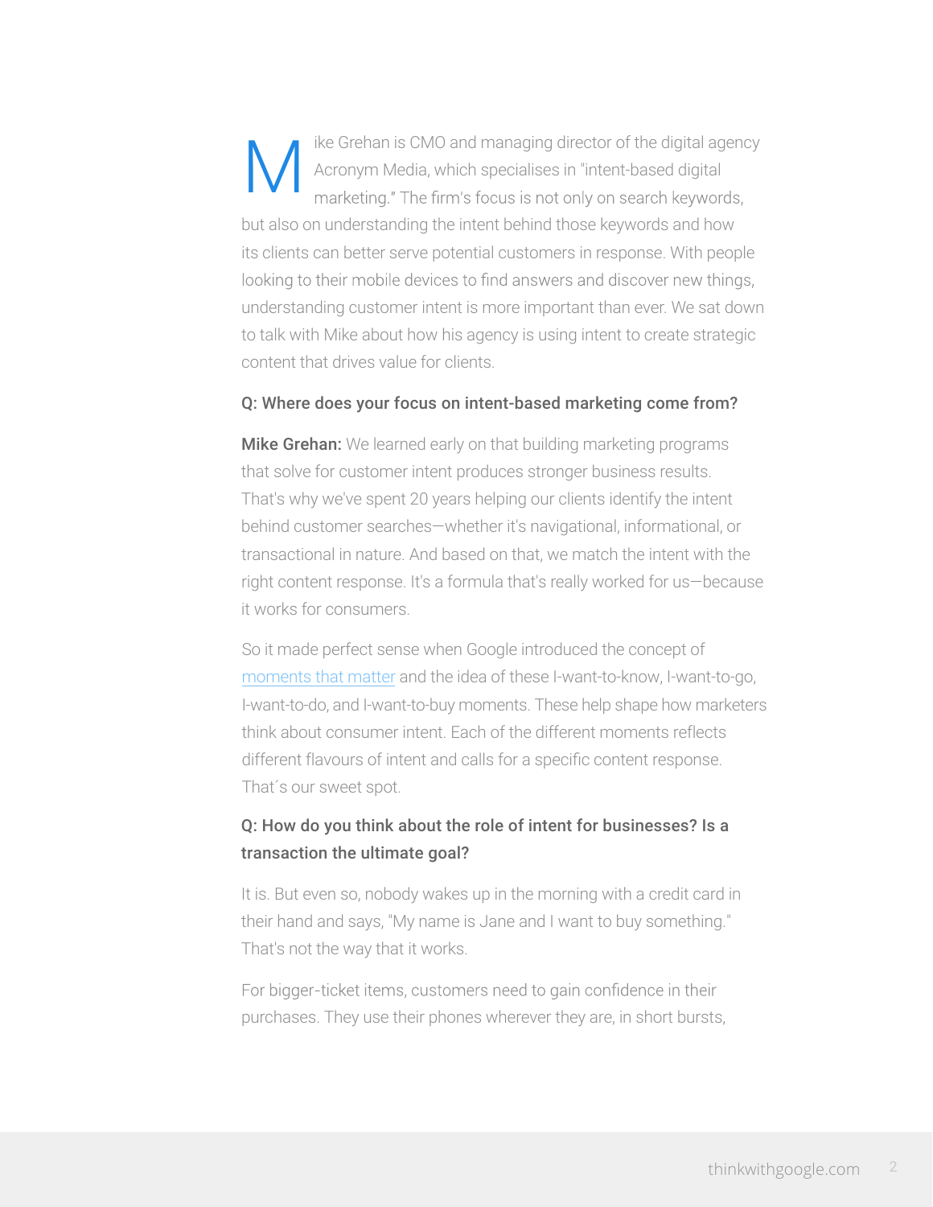Mike Grehan is CMO and managing director of the digital agency Acronym Media, which specialises in "intent-based digital marketing." The firm's focus is not only on search keywords, but also on understanding the intent behind those keywords and how its clients can better serve potential customers in response. With people looking to their mobile devices to find answers and discover new things, understanding customer intent is more important than ever. We sat down to talk with Mike about how his agency is using intent to create strategic content that drives value for clients.

**Q: Where does your focus on intent-based marketing come from?**

**Mike Grehan:** We learned early on that building marketing programs that solve for customer intent produces stronger business results. That's why we've spent 20 years helping our clients identify the intent behind customer searches—whether it's navigational, informational, or transactional in nature. And based on that, we match the intent with the right content response. It's a formula that's really worked for us—because it works for consumers.

So it made perfect sense when Google introduced the concept of moments that matter and the idea of these I-want-to-know, I-want-to-go, I-want-to-do, and I-want-to-buy moments. These help shape how marketers think about consumer intent. Each of the different moments reflects different flavours of intent and calls for a specific content response. That´s our sweet spot.

**Q: How do you think about the role of intent for businesses? Is a transaction the ultimate goal?**

It is. But even so, nobody wakes up in the morning with a credit card in their hand and says, "My name is Jane and I want to buy something." That's not the way that it works.

For bigger-ticket items, customers need to gain confidence in their purchases. They use their phones wherever they are, in short bursts,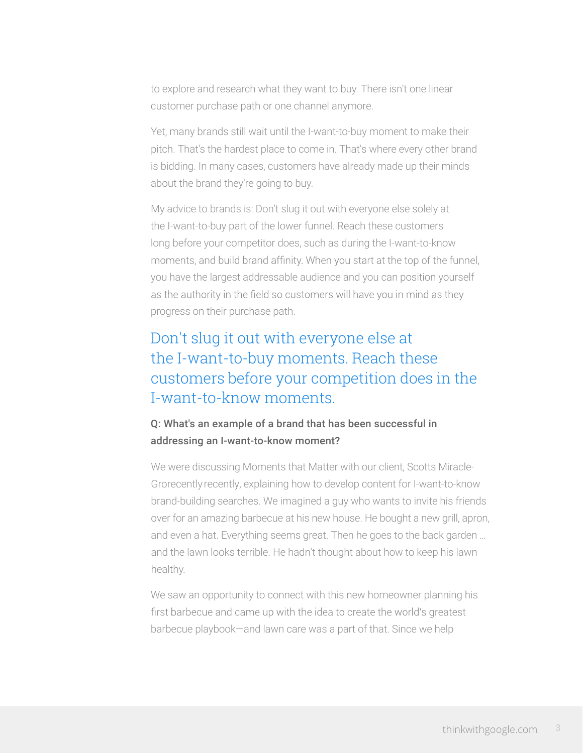to explore and research what they want to buy. There isn't one linear customer purchase path or one channel anymore.

Yet, many brands still wait until the I-want-to-buy moment to make their pitch. That's the hardest place to come in. That's where every other brand is bidding. In many cases, customers have already made up their minds about the brand they're going to buy.

My advice to brands is: Don't slug it out with everyone else solely at the I-want-to-buy part of the lower funnel. Reach these customers long before your competitor does, such as during the I-want-to-know moments, and build brand affinity. When you start at the top of the funnel, you have the largest addressable audience and you can position yourself as the authority in the field so customers will have you in mind as they progress on their purchase path.

> Don't slug it out with everyone else at the I-want-to-buy moments. Reach these customers before your competition does in the I-want-to-know moments.

**Q: What's an example of a brand that has been successful in addressing an I-want-to-know moment?**

We were discussing Moments that Matter with our client, Scotts Miracle-Grorecently recently, explaining how to develop content for I-want-to-know brand-building searches. We imagined a guy who wants to invite his friends over for an amazing barbecue at his new house. He bought a new grill, apron, and even a hat. Everything seems great. Then he goes to the back garden ... and the lawn looks terrible. He hadn't thought about how to keep his lawn healthy.

We saw an opportunity to connect with this new homeowner planning his first barbecue and came up with the idea to create the world's greatest barbecue playbook—and lawn care was a part of that. Since we help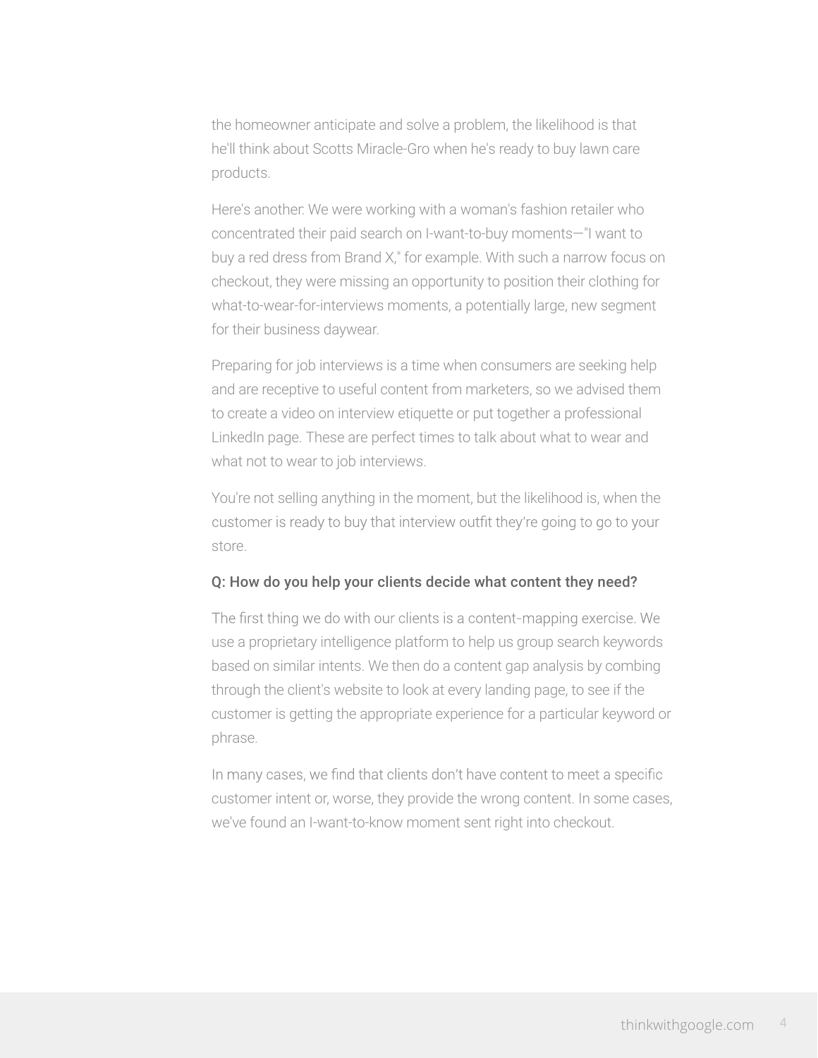the homeowner anticipate and solve a problem, the likelihood is that he'll think about Scotts Miracle-Gro when he's ready to buy lawn care products.

Here's another: We were working with a woman's fashion retailer who concentrated their paid search on I-want-to-buy moments—"I want to buy a red dress from Brand X," for example. With such a narrow focus on checkout, they were missing an opportunity to position their clothing for what-to-wear-for-interviews moments, a potentially large, new segment for their business daywear.

Preparing for job interviews is a time when consumers are seeking help and are receptive to useful content from marketers, so we advised them to create a video on interview etiquette or put together a professional LinkedIn page. These are perfect times to talk about what to wear and what not to wear to job interviews.

You're not selling anything in the moment, but the likelihood is, when the customer is ready to buy that interview outfit they're going to go to your store.

#### Q: How do you help your clients decide what content they need?

The first thing we do with our clients is a content-mapping exercise. We use a proprietary intelligence platform to help us group search keywords based on similar intents. We then do a content gap analysis by combing through the client's website to look at every landing page, to see if the customer is getting the appropriate experience for a particular keyword or phrase.

In many cases, we find that clients don't have content to meet a specific customer intent or, worse, they provide the wrong content. In some cases, we've found an I-want-to-know moment sent right into checkout.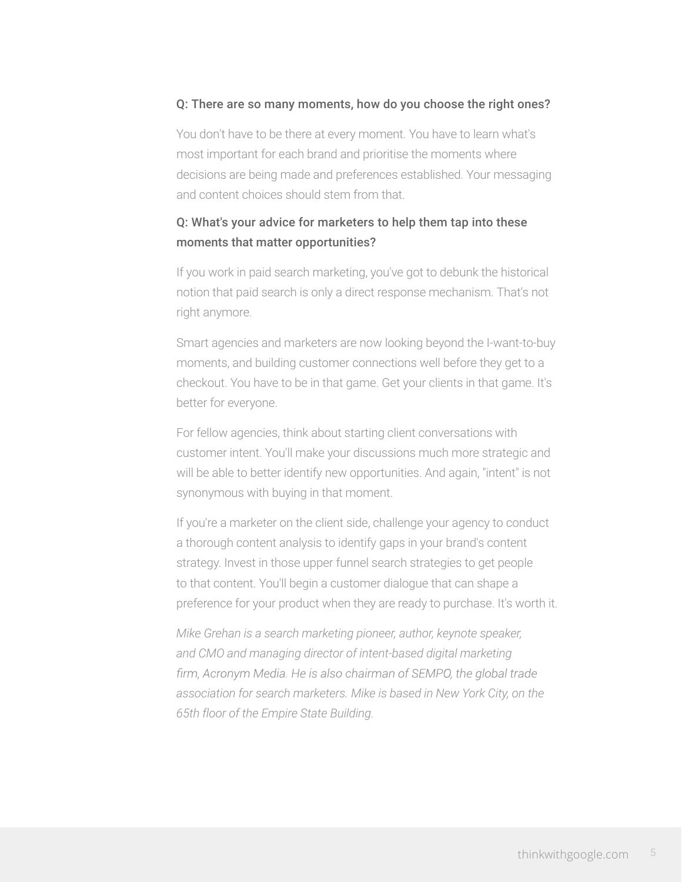**Q: There are so many moments, how do you choose the right ones?**

You don't have to be there at every moment. You have to learn what's most important for each brand and prioritise the moments where decisions are being made and preferences established. Your messaging and content choices should stem from that.

**Q: What's your advice for marketers to help them tap into these moments that matter opportunities?**

If you work in paid search marketing, you've got to debunk the historical notion that paid search is only a direct response mechanism. That's not right anymore.

Smart agencies and marketers are now looking beyond the I-want-to-buy moments, and building customer connections well before they get to a checkout. You have to be in that game. Get your clients in that game. It's better for everyone.

For fellow agencies, think about starting client conversations with customer intent. You'll make your discussions much more strategic and will be able to better identify new opportunities. And again, "intent" is not synonymous with buying in that moment.

If you're a marketer on the client side, challenge your agency to conduct a thorough content analysis to identify gaps in your brand's content strategy. Invest in those upper funnel search strategies to get people to that content. You'll begin a customer dialogue that can shape a preference for your product when they are ready to purchase. It's worth it.

*Mike Grehan is a search marketing pioneer, author, keynote speaker, and CMO and managing director of intent-based digital marketing firm, Acronym Media. He is also chairman of SEMPO, the global trade association for search marketers. Mike is based in New York City, on the 65th floor of the Empire State Building.*